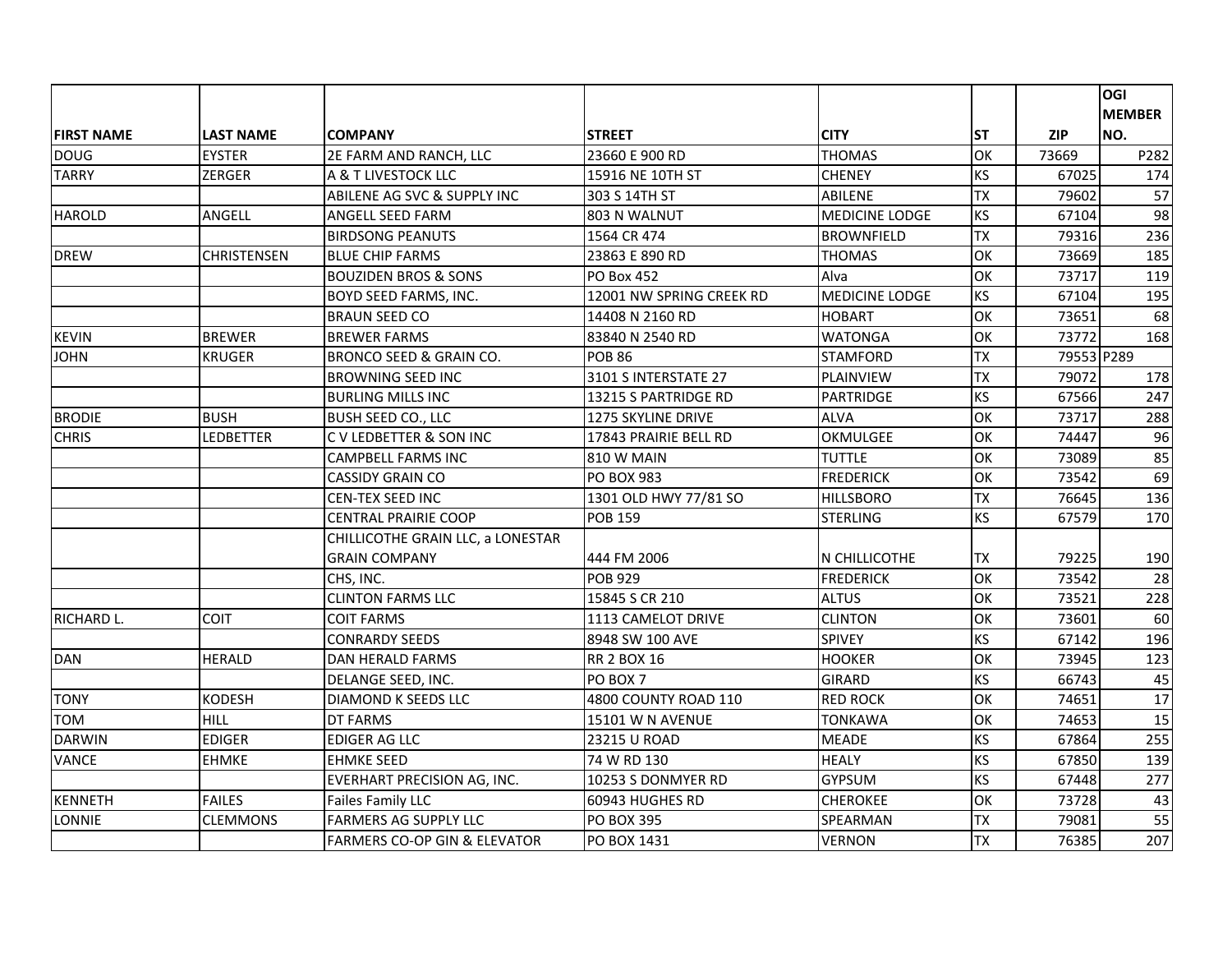| FIRST NAME | LAST NAME | COMPANY | STREET | CITY | ST | ZIP | OGI MEMBER NO. |
|---|---|---|---|---|---|---|---|
| DOUG | EYSTER | 2E FARM AND RANCH, LLC | 23660 E 900 RD | THOMAS | OK | 73669 | P282 |
| TARRY | ZERGER | A & T LIVESTOCK LLC | 15916 NE 10TH ST | CHENEY | KS | 67025 | 174 |
| | | ABILENE AG SVC & SUPPLY INC | 303 S 14TH ST | ABILENE | TX | 79602 | 57 |
| HAROLD | ANGELL | ANGELL SEED FARM | 803 N WALNUT | MEDICINE LODGE | KS | 67104 | 98 |
| | | BIRDSONG PEANUTS | 1564 CR 474 | BROWNFIELD | TX | 79316 | 236 |
| DREW | CHRISTENSEN | BLUE CHIP FARMS | 23863 E 890 RD | THOMAS | OK | 73669 | 185 |
| | | BOUZIDEN BROS & SONS | PO Box 452 | Alva | OK | 73717 | 119 |
| | | BOYD SEED FARMS, INC. | 12001 NW SPRING CREEK RD | MEDICINE LODGE | KS | 67104 | 195 |
| | | BRAUN SEED CO | 14408 N 2160 RD | HOBART | OK | 73651 | 68 |
| KEVIN | BREWER | BREWER FARMS | 83840 N 2540 RD | WATONGA | OK | 73772 | 168 |
| JOHN | KRUGER | BRONCO SEED & GRAIN CO. | POB 86 | STAMFORD | TX | 79553 | P289 |
| | | BROWNING SEED INC | 3101 S INTERSTATE 27 | PLAINVIEW | TX | 79072 | 178 |
| | | BURLING MILLS INC | 13215 S PARTRIDGE RD | PARTRIDGE | KS | 67566 | 247 |
| BRODIE | BUSH | BUSH SEED CO., LLC | 1275 SKYLINE DRIVE | ALVA | OK | 73717 | 288 |
| CHRIS | LEDBETTER | C V LEDBETTER & SON INC | 17843 PRAIRIE BELL RD | OKMULGEE | OK | 74447 | 96 |
| | | CAMPBELL FARMS INC | 810 W MAIN | TUTTLE | OK | 73089 | 85 |
| | | CASSIDY GRAIN CO | PO BOX 983 | FREDERICK | OK | 73542 | 69 |
| | | CEN-TEX SEED INC | 1301 OLD HWY 77/81 SO | HILLSBORO | TX | 76645 | 136 |
| | | CENTRAL PRAIRIE COOP | POB 159 | STERLING | KS | 67579 | 170 |
| | | CHILLICOTHE GRAIN LLC, a LONESTAR GRAIN COMPANY | 444 FM 2006 | N CHILLICOTHE | TX | 79225 | 190 |
| | | CHS, INC. | POB 929 | FREDERICK | OK | 73542 | 28 |
| | | CLINTON FARMS LLC | 15845 S CR 210 | ALTUS | OK | 73521 | 228 |
| RICHARD L. | COIT | COIT FARMS | 1113 CAMELOT DRIVE | CLINTON | OK | 73601 | 60 |
| | | CONRARDY SEEDS | 8948 SW 100 AVE | SPIVEY | KS | 67142 | 196 |
| DAN | HERALD | DAN HERALD FARMS | RR 2 BOX 16 | HOOKER | OK | 73945 | 123 |
| | | DELANGE SEED, INC. | PO BOX 7 | GIRARD | KS | 66743 | 45 |
| TONY | KODESH | DIAMOND K SEEDS LLC | 4800 COUNTY ROAD 110 | RED ROCK | OK | 74651 | 17 |
| TOM | HILL | DT FARMS | 15101 W N AVENUE | TONKAWA | OK | 74653 | 15 |
| DARWIN | EDIGER | EDIGER AG LLC | 23215 U ROAD | MEADE | KS | 67864 | 255 |
| VANCE | EHMKE | EHMKE SEED | 74 W RD 130 | HEALY | KS | 67850 | 139 |
| | | EVERHART PRECISION AG, INC. | 10253 S DONMYER RD | GYPSUM | KS | 67448 | 277 |
| KENNETH | FAILES | Failes Family LLC | 60943 HUGHES RD | CHEROKEE | OK | 73728 | 43 |
| LONNIE | CLEMMONS | FARMERS AG SUPPLY LLC | PO BOX 395 | SPEARMAN | TX | 79081 | 55 |
| | | FARMERS CO-OP GIN & ELEVATOR | PO BOX 1431 | VERNON | TX | 76385 | 207 |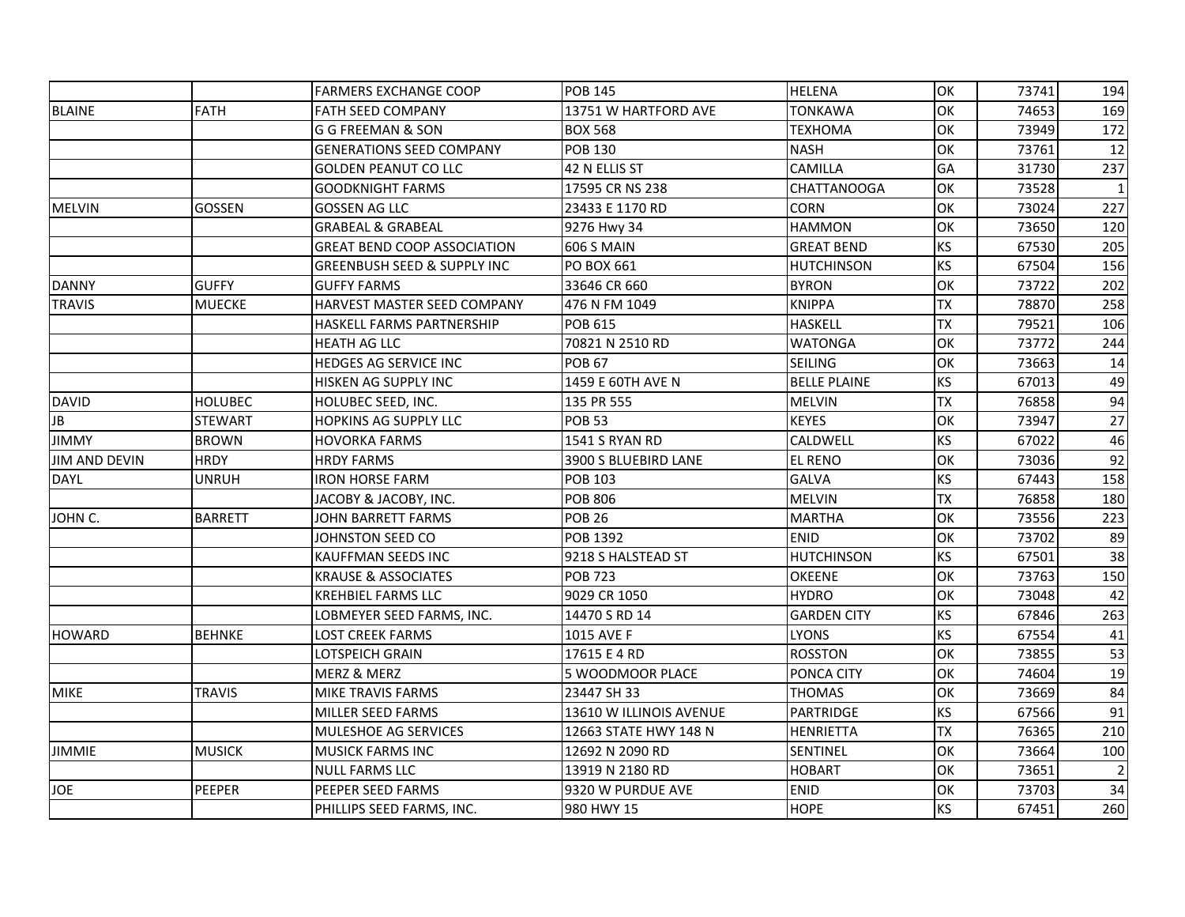| | | | | | | | |
|---|---|---|---|---|---|---|---|
| | | FARMERS EXCHANGE COOP | POB 145 | HELENA | OK | 73741 | 194 |
| BLAINE | FATH | FATH SEED COMPANY | 13751 W HARTFORD AVE | TONKAWA | OK | 74653 | 169 |
| | | G G FREEMAN & SON | BOX 568 | TEXHOMA | OK | 73949 | 172 |
| | | GENERATIONS SEED COMPANY | POB 130 | NASH | OK | 73761 | 12 |
| | | GOLDEN PEANUT CO LLC | 42 N ELLIS ST | CAMILLA | GA | 31730 | 237 |
| | | GOODKNIGHT FARMS | 17595 CR NS 238 | CHATTANOOGA | OK | 73528 | 1 |
| MELVIN | GOSSEN | GOSSEN AG LLC | 23433 E 1170 RD | CORN | OK | 73024 | 227 |
| | | GRABEAL & GRABEAL | 9276 Hwy 34 | HAMMON | OK | 73650 | 120 |
| | | GREAT BEND COOP ASSOCIATION | 606 S MAIN | GREAT BEND | KS | 67530 | 205 |
| | | GREENBUSH SEED & SUPPLY INC | PO BOX 661 | HUTCHINSON | KS | 67504 | 156 |
| DANNY | GUFFY | GUFFY FARMS | 33646 CR 660 | BYRON | OK | 73722 | 202 |
| TRAVIS | MUECKE | HARVEST MASTER SEED COMPANY | 476 N FM 1049 | KNIPPA | TX | 78870 | 258 |
| | | HASKELL FARMS PARTNERSHIP | POB 615 | HASKELL | TX | 79521 | 106 |
| | | HEATH AG LLC | 70821 N 2510 RD | WATONGA | OK | 73772 | 244 |
| | | HEDGES AG SERVICE INC | POB 67 | SEILING | OK | 73663 | 14 |
| | | HISKEN AG SUPPLY INC | 1459 E 60TH AVE N | BELLE PLAINE | KS | 67013 | 49 |
| DAVID | HOLUBEC | HOLUBEC SEED, INC. | 135 PR 555 | MELVIN | TX | 76858 | 94 |
| JB | STEWART | HOPKINS AG SUPPLY LLC | POB 53 | KEYES | OK | 73947 | 27 |
| JIMMY | BROWN | HOVORKA FARMS | 1541 S RYAN RD | CALDWELL | KS | 67022 | 46 |
| JIM AND DEVIN | HRDY | HRDY FARMS | 3900 S BLUEBIRD LANE | EL RENO | OK | 73036 | 92 |
| DAYL | UNRUH | IRON HORSE FARM | POB 103 | GALVA | KS | 67443 | 158 |
| | | JACOBY & JACOBY, INC. | POB 806 | MELVIN | TX | 76858 | 180 |
| JOHN C. | BARRETT | JOHN BARRETT FARMS | POB 26 | MARTHA | OK | 73556 | 223 |
| | | JOHNSTON SEED CO | POB 1392 | ENID | OK | 73702 | 89 |
| | | KAUFFMAN SEEDS INC | 9218 S HALSTEAD ST | HUTCHINSON | KS | 67501 | 38 |
| | | KRAUSE & ASSOCIATES | POB 723 | OKEENE | OK | 73763 | 150 |
| | | KREHBIEL FARMS LLC | 9029 CR 1050 | HYDRO | OK | 73048 | 42 |
| | | LOBMEYER SEED FARMS, INC. | 14470 S RD 14 | GARDEN CITY | KS | 67846 | 263 |
| HOWARD | BEHNKE | LOST CREEK FARMS | 1015 AVE F | LYONS | KS | 67554 | 41 |
| | | LOTSPEICH GRAIN | 17615 E 4 RD | ROSSTON | OK | 73855 | 53 |
| | | MERZ & MERZ | 5 WOODMOOR PLACE | PONCA CITY | OK | 74604 | 19 |
| MIKE | TRAVIS | MIKE TRAVIS FARMS | 23447 SH 33 | THOMAS | OK | 73669 | 84 |
| | | MILLER SEED FARMS | 13610 W ILLINOIS AVENUE | PARTRIDGE | KS | 67566 | 91 |
| | | MULESHOE AG SERVICES | 12663 STATE HWY 148 N | HENRIETTA | TX | 76365 | 210 |
| JIMMIE | MUSICK | MUSICK FARMS INC | 12692 N 2090 RD | SENTINEL | OK | 73664 | 100 |
| | | NULL FARMS LLC | 13919 N 2180 RD | HOBART | OK | 73651 | 2 |
| JOE | PEEPER | PEEPER SEED FARMS | 9320 W PURDUE AVE | ENID | OK | 73703 | 34 |
| | | PHILLIPS SEED FARMS, INC. | 980 HWY 15 | HOPE | KS | 67451 | 260 |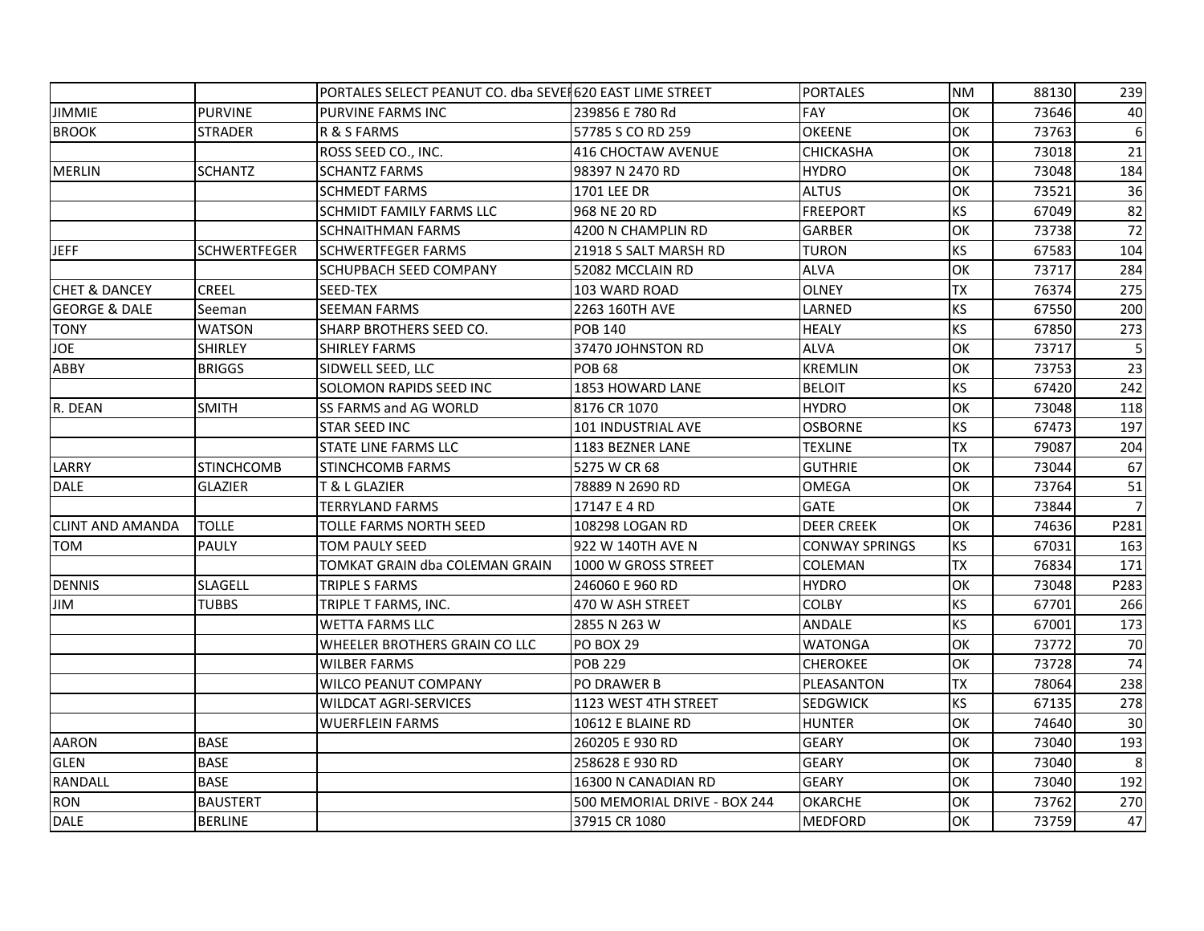| | | | | | | | |
|---|---|---|---|---|---|---|---|
| | | PORTALES SELECT PEANUT CO. dba SEVE | 620 EAST LIME STREET | PORTALES | NM | 88130 | 239 |
| JIMMIE | PURVINE | PURVINE FARMS INC | 239856 E 780 Rd | FAY | OK | 73646 | 40 |
| BROOK | STRADER | R & S FARMS | 57785 S CO RD 259 | OKEENE | OK | 73763 | 6 |
| | | ROSS SEED CO., INC. | 416 CHOCTAW AVENUE | CHICKASHA | OK | 73018 | 21 |
| MERLIN | SCHANTZ | SCHANTZ FARMS | 98397 N 2470 RD | HYDRO | OK | 73048 | 184 |
| | | SCHMEDT FARMS | 1701 LEE DR | ALTUS | OK | 73521 | 36 |
| | | SCHMIDT FAMILY FARMS LLC | 968 NE 20 RD | FREEPORT | KS | 67049 | 82 |
| | | SCHNAITHMAN FARMS | 4200 N CHAMPLIN RD | GARBER | OK | 73738 | 72 |
| JEFF | SCHWERTFEGER | SCHWERTFEGER FARMS | 21918 S SALT MARSH RD | TURON | KS | 67583 | 104 |
| | | SCHUPBACH SEED COMPANY | 52082 MCCLAIN RD | ALVA | OK | 73717 | 284 |
| CHET & DANCEY | CREEL | SEED-TEX | 103 WARD ROAD | OLNEY | TX | 76374 | 275 |
| GEORGE & DALE | Seeman | SEEMAN FARMS | 2263 160TH AVE | LARNED | KS | 67550 | 200 |
| TONY | WATSON | SHARP BROTHERS SEED CO. | POB 140 | HEALY | KS | 67850 | 273 |
| JOE | SHIRLEY | SHIRLEY FARMS | 37470 JOHNSTON RD | ALVA | OK | 73717 | 5 |
| ABBY | BRIGGS | SIDWELL SEED, LLC | POB 68 | KREMLIN | OK | 73753 | 23 |
| | | SOLOMON RAPIDS SEED INC | 1853 HOWARD LANE | BELOIT | KS | 67420 | 242 |
| R. DEAN | SMITH | SS FARMS and AG WORLD | 8176 CR 1070 | HYDRO | OK | 73048 | 118 |
| | | STAR SEED INC | 101 INDUSTRIAL AVE | OSBORNE | KS | 67473 | 197 |
| | | STATE LINE FARMS LLC | 1183 BEZNER LANE | TEXLINE | TX | 79087 | 204 |
| LARRY | STINCHCOMB | STINCHCOMB FARMS | 5275 W CR 68 | GUTHRIE | OK | 73044 | 67 |
| DALE | GLAZIER | T & L GLAZIER | 78889 N 2690 RD | OMEGA | OK | 73764 | 51 |
| | | TERRYLAND FARMS | 17147 E 4 RD | GATE | OK | 73844 | 7 |
| CLINT AND AMANDA | TOLLE | TOLLE FARMS NORTH SEED | 108298 LOGAN RD | DEER CREEK | OK | 74636 | P281 |
| TOM | PAULY | TOM PAULY SEED | 922 W 140TH AVE N | CONWAY SPRINGS | KS | 67031 | 163 |
| | | TOMKAT GRAIN dba COLEMAN GRAIN | 1000 W GROSS STREET | COLEMAN | TX | 76834 | 171 |
| DENNIS | SLAGELL | TRIPLE S FARMS | 246060 E 960 RD | HYDRO | OK | 73048 | P283 |
| JIM | TUBBS | TRIPLE T FARMS, INC. | 470 W ASH STREET | COLBY | KS | 67701 | 266 |
| | | WETTA FARMS LLC | 2855 N 263 W | ANDALE | KS | 67001 | 173 |
| | | WHEELER BROTHERS GRAIN CO LLC | PO BOX 29 | WATONGA | OK | 73772 | 70 |
| | | WILBER FARMS | POB 229 | CHEROKEE | OK | 73728 | 74 |
| | | WILCO PEANUT COMPANY | PO DRAWER B | PLEASANTON | TX | 78064 | 238 |
| | | WILDCAT AGRI-SERVICES | 1123 WEST 4TH STREET | SEDGWICK | KS | 67135 | 278 |
| | | WUERFLEIN FARMS | 10612 E BLAINE RD | HUNTER | OK | 74640 | 30 |
| AARON | BASE | | 260205 E 930 RD | GEARY | OK | 73040 | 193 |
| GLEN | BASE | | 258628 E 930 RD | GEARY | OK | 73040 | 8 |
| RANDALL | BASE | | 16300 N CANADIAN RD | GEARY | OK | 73040 | 192 |
| RON | BAUSTERT | | 500 MEMORIAL DRIVE - BOX 244 | OKARCHE | OK | 73762 | 270 |
| DALE | BERLINE | | 37915 CR 1080 | MEDFORD | OK | 73759 | 47 |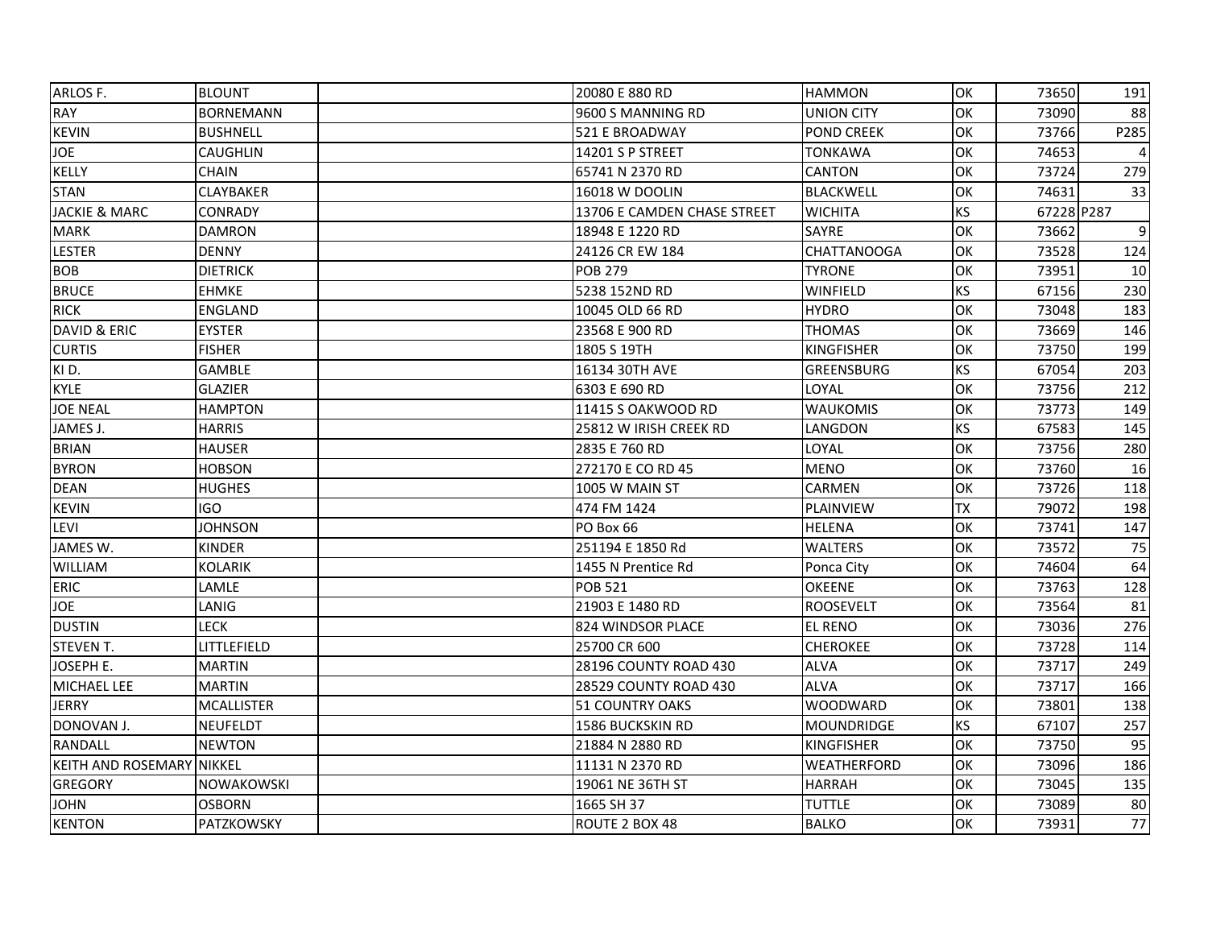| | | | | | | | |
|---|---|---|---|---|---|---|---|
| ARLOS F. | BLOUNT | | 20080 E 880 RD | HAMMON | OK | 73650 | 191 |
| RAY | BORNEMANN | | 9600 S MANNING RD | UNION CITY | OK | 73090 | 88 |
| KEVIN | BUSHNELL | | 521 E BROADWAY | POND CREEK | OK | 73766 | P285 |
| JOE | CAUGHLIN | | 14201 S P STREET | TONKAWA | OK | 74653 | 4 |
| KELLY | CHAIN | | 65741 N 2370 RD | CANTON | OK | 73724 | 279 |
| STAN | CLAYBAKER | | 16018 W DOOLIN | BLACKWELL | OK | 74631 | 33 |
| JACKIE & MARC | CONRADY | | 13706 E CAMDEN CHASE STREET | WICHITA | KS | 67228 | P287 |
| MARK | DAMRON | | 18948 E 1220 RD | SAYRE | OK | 73662 | 9 |
| LESTER | DENNY | | 24126 CR EW 184 | CHATTANOOGA | OK | 73528 | 124 |
| BOB | DIETRICK | | POB 279 | TYRONE | OK | 73951 | 10 |
| BRUCE | EHMKE | | 5238 152ND RD | WINFIELD | KS | 67156 | 230 |
| RICK | ENGLAND | | 10045 OLD 66 RD | HYDRO | OK | 73048 | 183 |
| DAVID & ERIC | EYSTER | | 23568 E 900 RD | THOMAS | OK | 73669 | 146 |
| CURTIS | FISHER | | 1805 S 19TH | KINGFISHER | OK | 73750 | 199 |
| KI D. | GAMBLE | | 16134 30TH AVE | GREENSBURG | KS | 67054 | 203 |
| KYLE | GLAZIER | | 6303 E 690 RD | LOYAL | OK | 73756 | 212 |
| JOE NEAL | HAMPTON | | 11415 S OAKWOOD RD | WAUKOMIS | OK | 73773 | 149 |
| JAMES J. | HARRIS | | 25812 W IRISH CREEK RD | LANGDON | KS | 67583 | 145 |
| BRIAN | HAUSER | | 2835 E 760 RD | LOYAL | OK | 73756 | 280 |
| BYRON | HOBSON | | 272170 E CO RD 45 | MENO | OK | 73760 | 16 |
| DEAN | HUGHES | | 1005 W MAIN ST | CARMEN | OK | 73726 | 118 |
| KEVIN | IGO | | 474 FM 1424 | PLAINVIEW | TX | 79072 | 198 |
| LEVI | JOHNSON | | PO Box 66 | HELENA | OK | 73741 | 147 |
| JAMES W. | KINDER | | 251194 E 1850 Rd | WALTERS | OK | 73572 | 75 |
| WILLIAM | KOLARIK | | 1455 N Prentice Rd | Ponca City | OK | 74604 | 64 |
| ERIC | LAMLE | | POB 521 | OKEENE | OK | 73763 | 128 |
| JOE | LANIG | | 21903 E 1480 RD | ROOSEVELT | OK | 73564 | 81 |
| DUSTIN | LECK | | 824 WINDSOR PLACE | EL RENO | OK | 73036 | 276 |
| STEVEN T. | LITTLEFIELD | | 25700 CR 600 | CHEROKEE | OK | 73728 | 114 |
| JOSEPH E. | MARTIN | | 28196 COUNTY ROAD 430 | ALVA | OK | 73717 | 249 |
| MICHAEL LEE | MARTIN | | 28529 COUNTY ROAD 430 | ALVA | OK | 73717 | 166 |
| JERRY | MCALLISTER | | 51 COUNTRY OAKS | WOODWARD | OK | 73801 | 138 |
| DONOVAN J. | NEUFELDT | | 1586 BUCKSKIN RD | MOUNDRIDGE | KS | 67107 | 257 |
| RANDALL | NEWTON | | 21884 N 2880 RD | KINGFISHER | OK | 73750 | 95 |
| KEITH AND ROSEMARY | NIKKEL | | 11131 N 2370 RD | WEATHERFORD | OK | 73096 | 186 |
| GREGORY | NOWAKOWSKI | | 19061 NE 36TH ST | HARRAH | OK | 73045 | 135 |
| JOHN | OSBORN | | 1665 SH 37 | TUTTLE | OK | 73089 | 80 |
| KENTON | PATZKOWSKY | | ROUTE 2 BOX 48 | BALKO | OK | 73931 | 77 |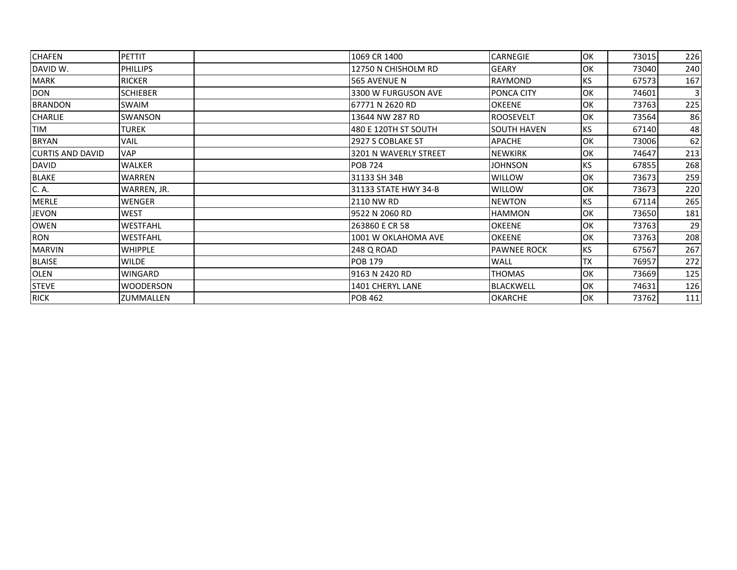| | | | | | | | |
|---|---|---|---|---|---|---|---|
| CHAFEN | PETTIT | | 1069 CR 1400 | CARNEGIE | OK | 73015 | 226 |
| DAVID W. | PHILLIPS | | 12750 N CHISHOLM RD | GEARY | OK | 73040 | 240 |
| MARK | RICKER | | 565 AVENUE N | RAYMOND | KS | 67573 | 167 |
| DON | SCHIEBER | | 3300 W FURGUSON AVE | PONCA CITY | OK | 74601 | 3 |
| BRANDON | SWAIM | | 67771 N 2620 RD | OKEENE | OK | 73763 | 225 |
| CHARLIE | SWANSON | | 13644 NW 287 RD | ROOSEVELT | OK | 73564 | 86 |
| TIM | TUREK | | 480 E 120TH ST SOUTH | SOUTH HAVEN | KS | 67140 | 48 |
| BRYAN | VAIL | | 2927 S COBLAKE ST | APACHE | OK | 73006 | 62 |
| CURTIS AND DAVID | VAP | | 3201 N WAVERLY STREET | NEWKIRK | OK | 74647 | 213 |
| DAVID | WALKER | | POB 724 | JOHNSON | KS | 67855 | 268 |
| BLAKE | WARREN | | 31133 SH 34B | WILLOW | OK | 73673 | 259 |
| C. A. | WARREN, JR. | | 31133 STATE HWY 34-B | WILLOW | OK | 73673 | 220 |
| MERLE | WENGER | | 2110 NW RD | NEWTON | KS | 67114 | 265 |
| JEVON | WEST | | 9522 N 2060 RD | HAMMON | OK | 73650 | 181 |
| OWEN | WESTFAHL | | 263860 E CR 58 | OKEENE | OK | 73763 | 29 |
| RON | WESTFAHL | | 1001 W OKLAHOMA AVE | OKEENE | OK | 73763 | 208 |
| MARVIN | WHIPPLE | | 248 Q ROAD | PAWNEE ROCK | KS | 67567 | 267 |
| BLAISE | WILDE | | POB 179 | WALL | TX | 76957 | 272 |
| OLEN | WINGARD | | 9163 N 2420 RD | THOMAS | OK | 73669 | 125 |
| STEVE | WOODERSON | | 1401 CHERYL LANE | BLACKWELL | OK | 74631 | 126 |
| RICK | ZUMMALLEN | | POB 462 | OKARCHE | OK | 73762 | 111 |